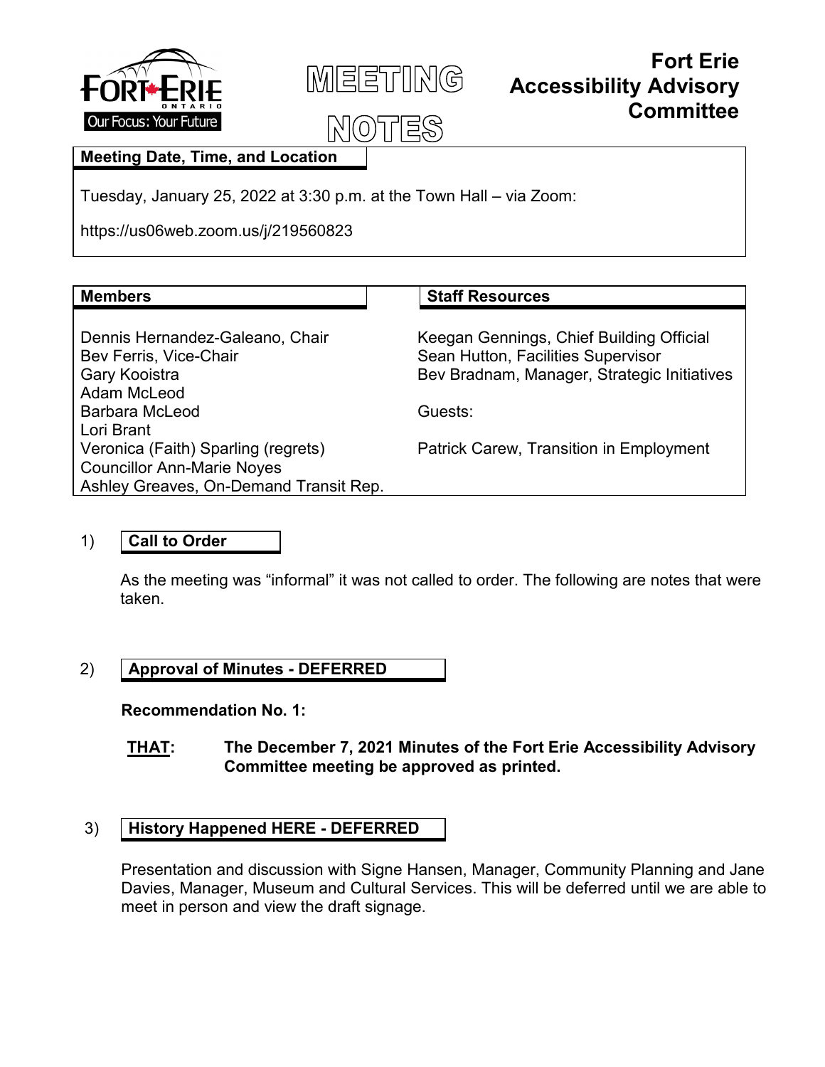# MEETING NOTES

# Fort Erie Accessibility Advisory Committee

**Meeting Date, Time, and Location**

Tuesday, January 25, 2022 at 3:30 p.m. at the Town Hall – via Zoom:

https://us06web.zoom.us/j/219560823

| Members | Staff Resources |
|---|---|
| Dennis Hernandez-Galeano, Chair | Keegan Gennings, Chief Building Official |
| Bev Ferris, Vice-Chair | Sean Hutton, Facilities Supervisor |
| Gary Kooistra | Bev Bradnam, Manager, Strategic Initiatives |
| Adam McLeod | |
| Barbara McLeod | Guests: |
| Lori Brant | |
| Veronica (Faith) Sparling (regrets) | Patrick Carew, Transition in Employment |
| Councillor Ann-Marie Noyes | |
| Ashley Greaves, On-Demand Transit Rep. | |

## 1) Call to Order

As the meeting was "informal" it was not called to order. The following are notes that were taken.

## 2) Approval of Minutes - DEFERRED

**Recommendation No. 1:**

**<u>THAT</u>: The December 7, 2021 Minutes of the Fort Erie Accessibility Advisory Committee meeting be approved as printed.**

## 3) History Happened HERE - DEFERRED

Presentation and discussion with Signe Hansen, Manager, Community Planning and Jane Davies, Manager, Museum and Cultural Services. This will be deferred until we are able to meet in person and view the draft signage.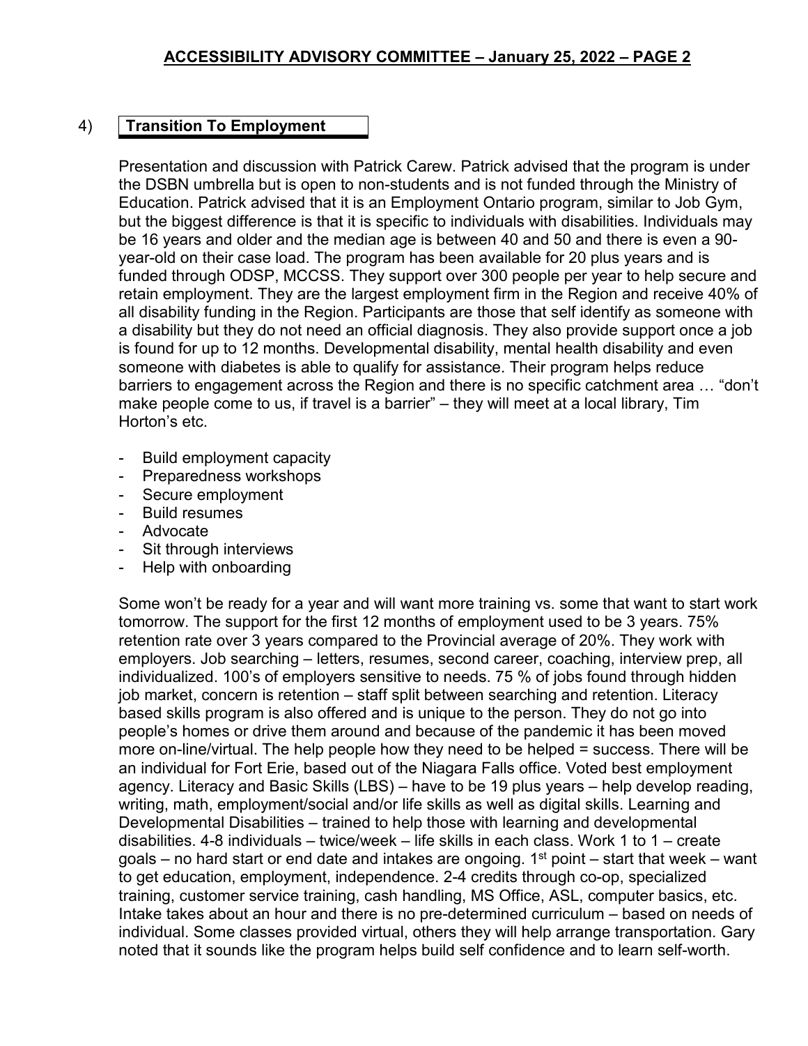## 4) Transition To Employment

Presentation and discussion with Patrick Carew. Patrick advised that the program is under the DSBN umbrella but is open to non-students and is not funded through the Ministry of Education. Patrick advised that it is an Employment Ontario program, similar to Job Gym, but the biggest difference is that it is specific to individuals with disabilities. Individuals may be 16 years and older and the median age is between 40 and 50 and there is even a 90-year-old on their case load. The program has been available for 20 plus years and is funded through ODSP, MCCSS. They support over 300 people per year to help secure and retain employment. They are the largest employment firm in the Region and receive 40% of all disability funding in the Region. Participants are those that self identify as someone with a disability but they do not need an official diagnosis. They also provide support once a job is found for up to 12 months. Developmental disability, mental health disability and even someone with diabetes is able to qualify for assistance. Their program helps reduce barriers to engagement across the Region and there is no specific catchment area … "don't make people come to us, if travel is a barrier" – they will meet at a local library, Tim Horton's etc.

- Build employment capacity
- Preparedness workshops
- Secure employment
- Build resumes
- Advocate
- Sit through interviews
- Help with onboarding

Some won't be ready for a year and will want more training vs. some that want to start work tomorrow. The support for the first 12 months of employment used to be 3 years. 75% retention rate over 3 years compared to the Provincial average of 20%. They work with employers. Job searching – letters, resumes, second career, coaching, interview prep, all individualized. 100's of employers sensitive to needs. 75 % of jobs found through hidden job market, concern is retention – staff split between searching and retention. Literacy based skills program is also offered and is unique to the person. They do not go into people's homes or drive them around and because of the pandemic it has been moved more on-line/virtual. The help people how they need to be helped = success. There will be an individual for Fort Erie, based out of the Niagara Falls office. Voted best employment agency. Literacy and Basic Skills (LBS) – have to be 19 plus years – help develop reading, writing, math, employment/social and/or life skills as well as digital skills. Learning and Developmental Disabilities – trained to help those with learning and developmental disabilities. 4-8 individuals – twice/week – life skills in each class. Work 1 to 1 – create goals – no hard start or end date and intakes are ongoing. 1st point – start that week – want to get education, employment, independence. 2-4 credits through co-op, specialized training, customer service training, cash handling, MS Office, ASL, computer basics, etc. Intake takes about an hour and there is no pre-determined curriculum – based on needs of individual. Some classes provided virtual, others they will help arrange transportation. Gary noted that it sounds like the program helps build self confidence and to learn self-worth.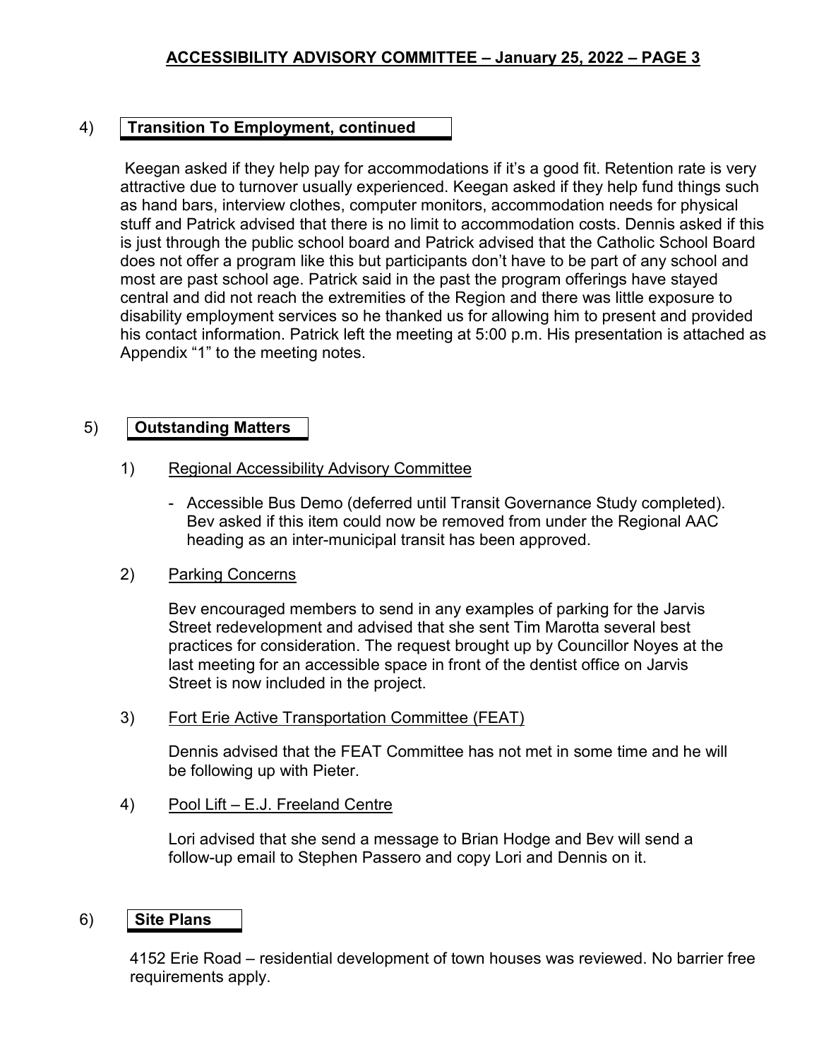## 4) Transition To Employment, continued

Keegan asked if they help pay for accommodations if it's a good fit. Retention rate is very attractive due to turnover usually experienced. Keegan asked if they help fund things such as hand bars, interview clothes, computer monitors, accommodation needs for physical stuff and Patrick advised that there is no limit to accommodation costs. Dennis asked if this is just through the public school board and Patrick advised that the Catholic School Board does not offer a program like this but participants don't have to be part of any school and most are past school age. Patrick said in the past the program offerings have stayed central and did not reach the extremities of the Region and there was little exposure to disability employment services so he thanked us for allowing him to present and provided his contact information. Patrick left the meeting at 5:00 p.m. His presentation is attached as Appendix "1" to the meeting notes.

## 5) Outstanding Matters

1) Regional Accessibility Advisory Committee

- Accessible Bus Demo (deferred until Transit Governance Study completed). Bev asked if this item could now be removed from under the Regional AAC heading as an inter-municipal transit has been approved.

2) Parking Concerns

Bev encouraged members to send in any examples of parking for the Jarvis Street redevelopment and advised that she sent Tim Marotta several best practices for consideration. The request brought up by Councillor Noyes at the last meeting for an accessible space in front of the dentist office on Jarvis Street is now included in the project.

3) Fort Erie Active Transportation Committee (FEAT)

Dennis advised that the FEAT Committee has not met in some time and he will be following up with Pieter.

4) Pool Lift – E.J. Freeland Centre

Lori advised that she send a message to Brian Hodge and Bev will send a follow-up email to Stephen Passero and copy Lori and Dennis on it.

## 6) Site Plans

4152 Erie Road – residential development of town houses was reviewed. No barrier free requirements apply.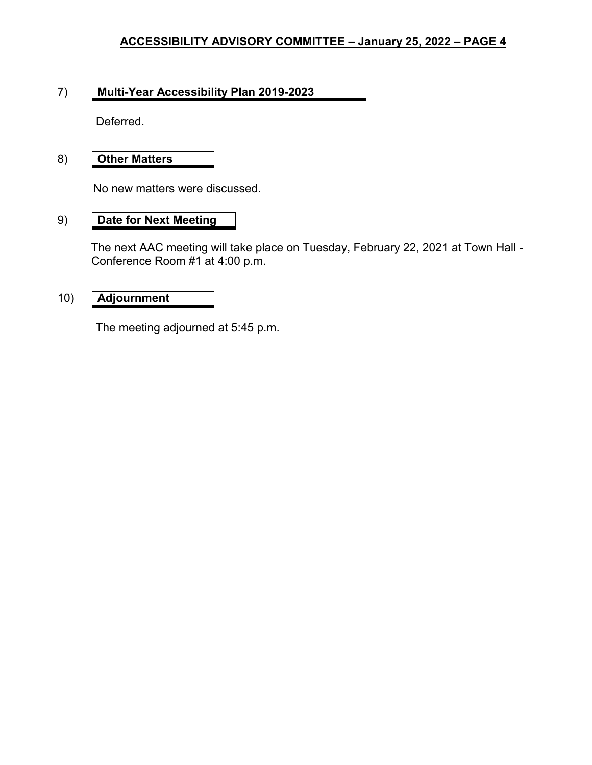7) **Multi-Year Accessibility Plan 2019-2023**

Deferred.

8) **Other Matters**

No new matters were discussed.

9) **Date for Next Meeting**

The next AAC meeting will take place on Tuesday, February 22, 2021 at Town Hall - Conference Room #1 at 4:00 p.m.

10) **Adjournment**

The meeting adjourned at 5:45 p.m.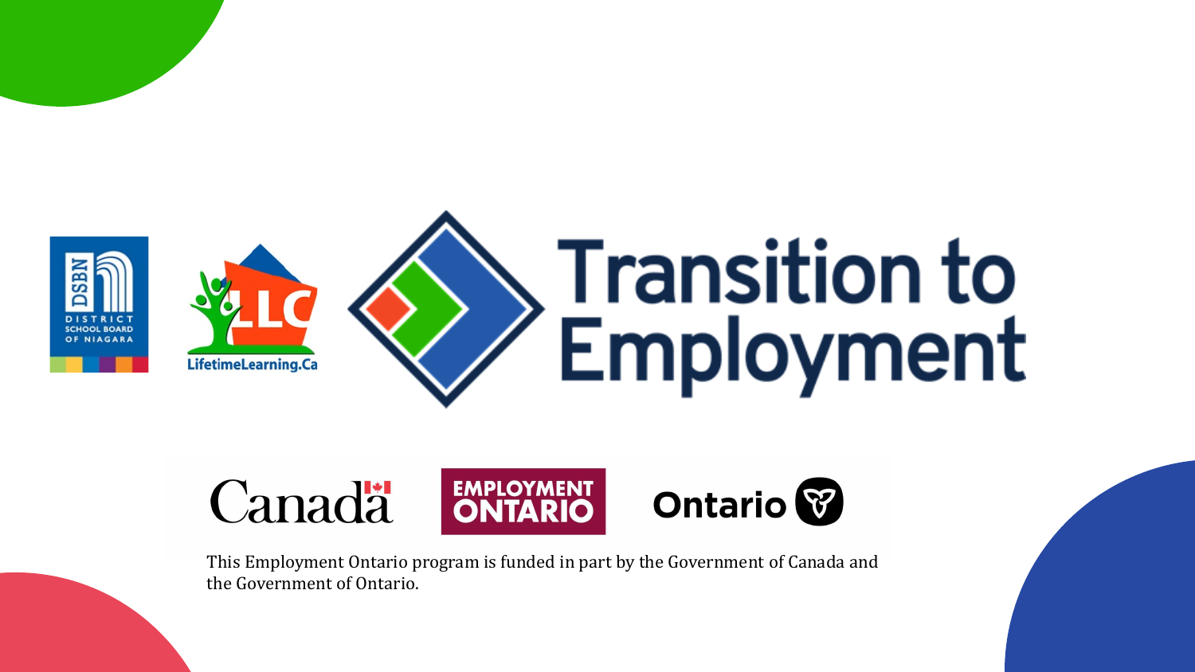# Transition to Employment

DSBN District School Board of Niagara

LifetimeLearning.Ca

Canada

EMPLOYMENT ONTARIO

Ontario

This Employment Ontario program is funded in part by the Government of Canada and the Government of Ontario.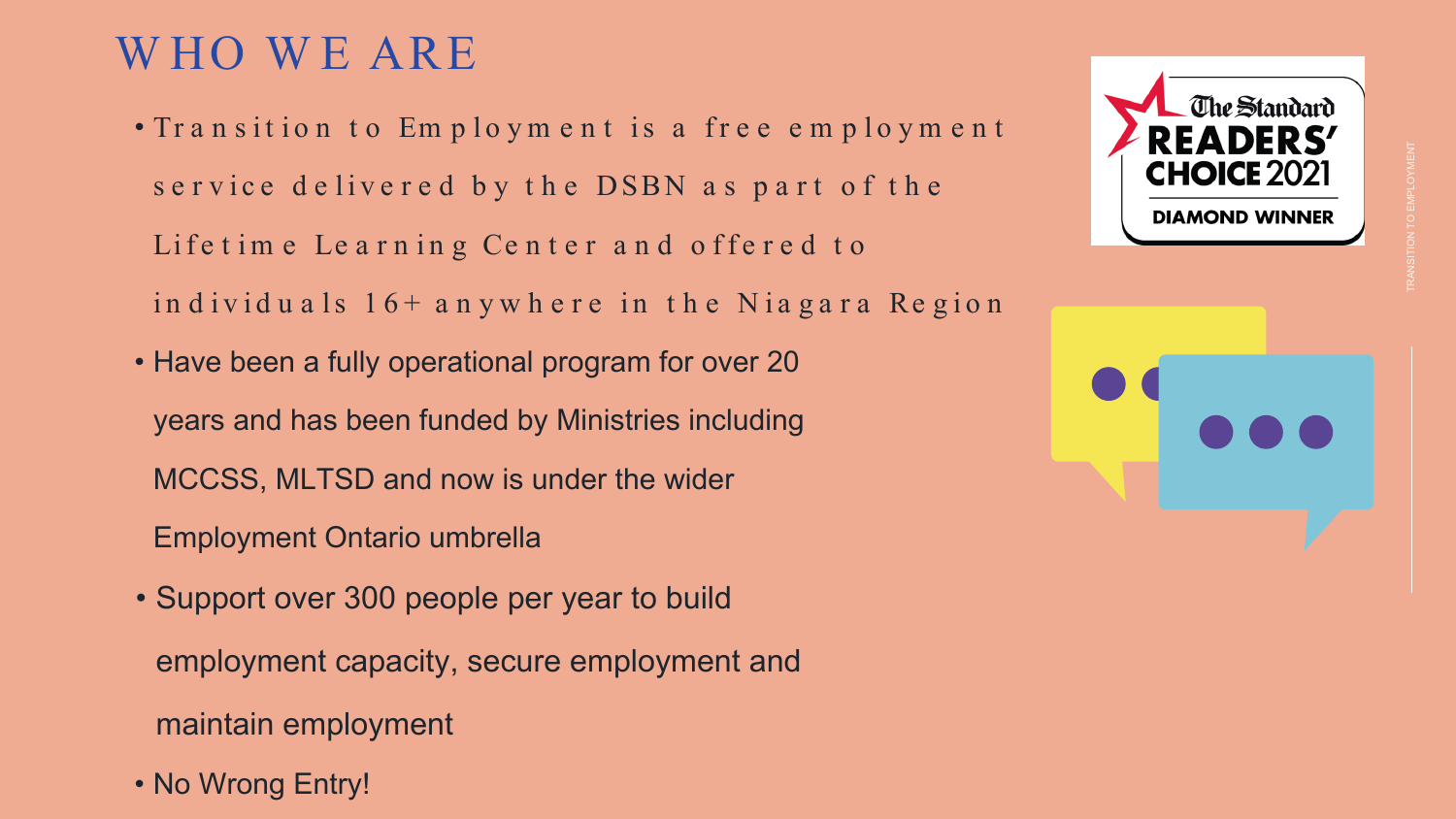# WHO WE ARE

- Transition to Employment is a free employment service delivered by the DSBN as part of the Lifetime Learning Center and offered to individuals 16+ anywhere in the Niagara Region
- Have been a fully operational program for over 20 years and has been funded by Ministries including MCCSS, MLTSD and now is under the wider Employment Ontario umbrella
- Support over 300 people per year to build employment capacity, secure employment and maintain employment
- No Wrong Entry!

The Standard READERS' CHOICE 2021 DIAMOND WINNER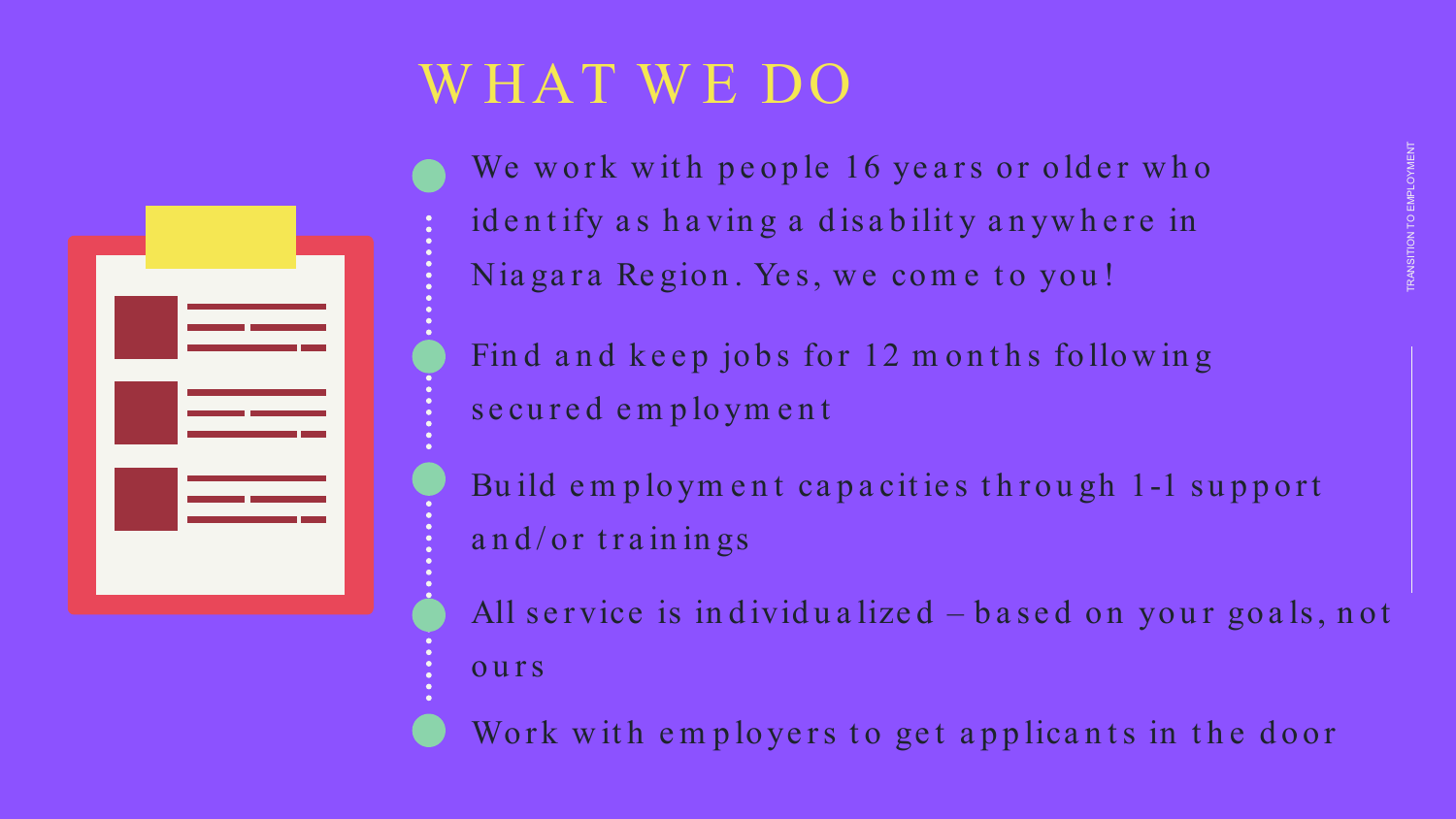# WHAT WE DO

- We work with people 16 years or older who identify as having a disability anywhere in Niagara Region. Yes, we come to you!
- Find and keep jobs for 12 months following secured employment
- Build employment capacities through 1-1 support and/or trainings
- All service is individualized – based on your goals, not ours
- Work with employers to get applicants in the door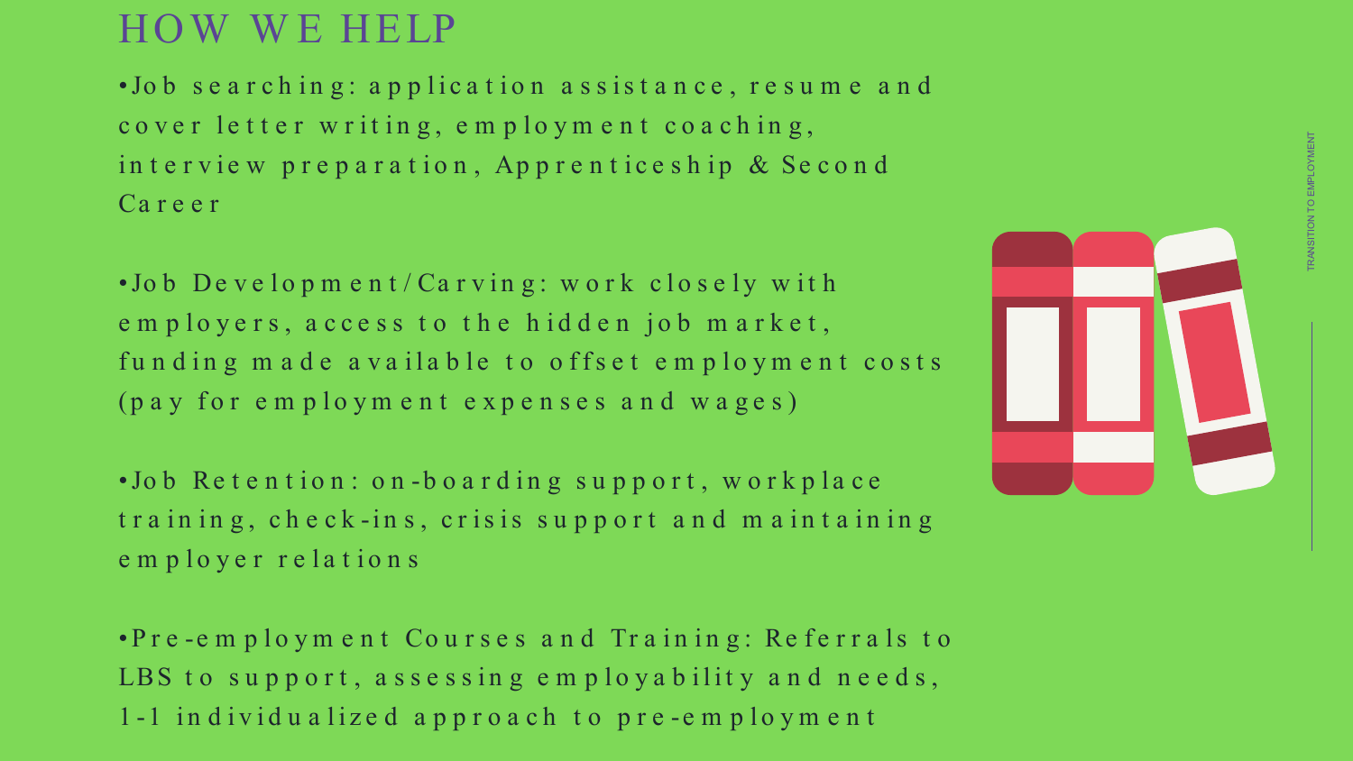# HOW WE HELP

- Job searching: application assistance, resume and cover letter writing, employment coaching, interview preparation, Apprenticeship & Second Career

- Job Development/Carving: work closely with employers, access to the hidden job market, funding made available to offset employment costs (pay for employment expenses and wages)

- Job Retention: on-boarding support, workplace training, check-ins, crisis support and maintaining employer relations

- Pre-employment Courses and Training: Referrals to LBS to support, assessing employability and needs, 1-1 individualized approach to pre-employment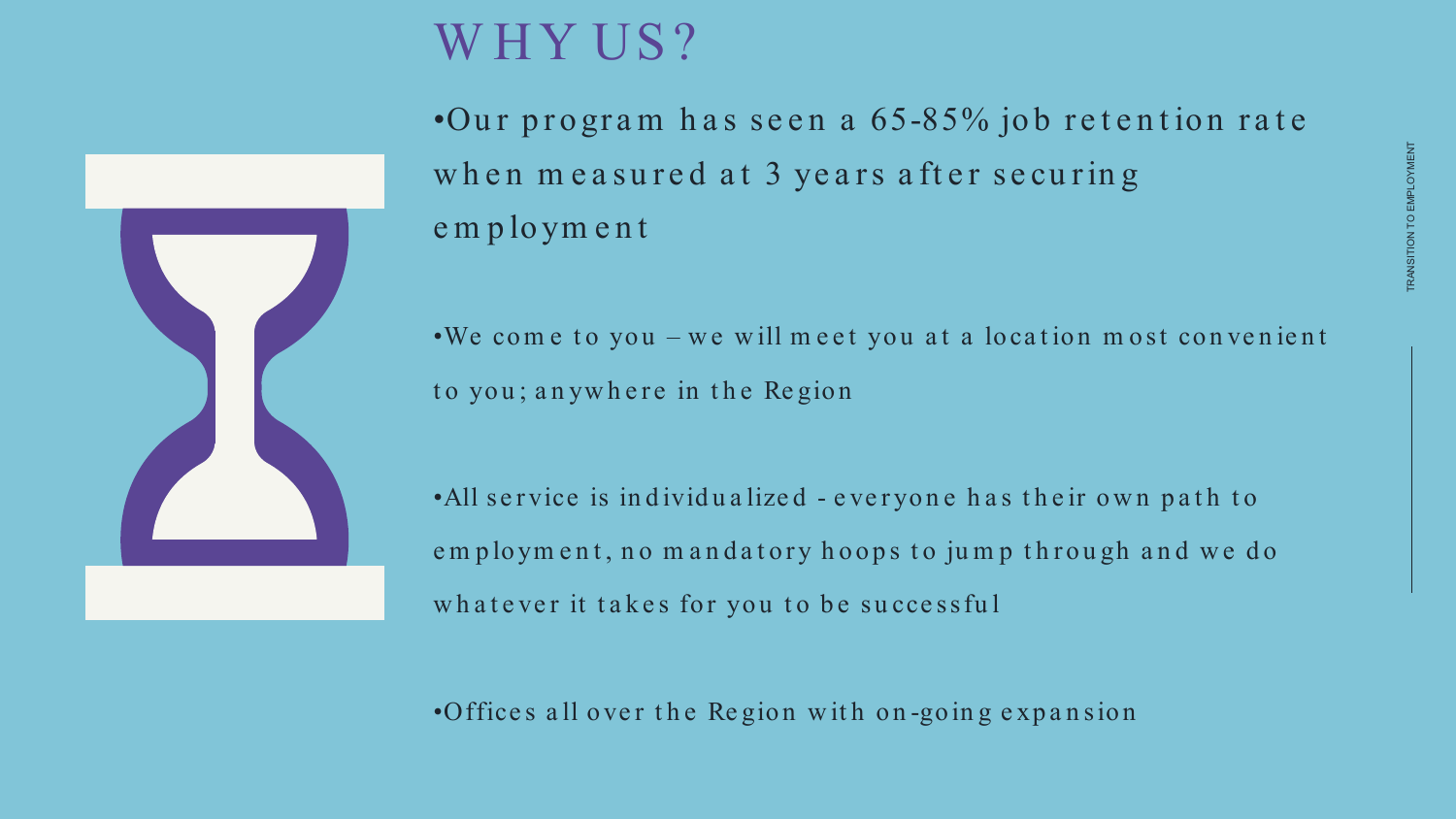# WHY US?

- Our program has seen a 65-85% job retention rate when measured at 3 years after securing employment

- We come to you – we will meet you at a location most convenient to you; anywhere in the Region

- All service is individualized - everyone has their own path to employment, no mandatory hoops to jump through and we do whatever it takes for you to be successful

- Offices all over the Region with on-going expansion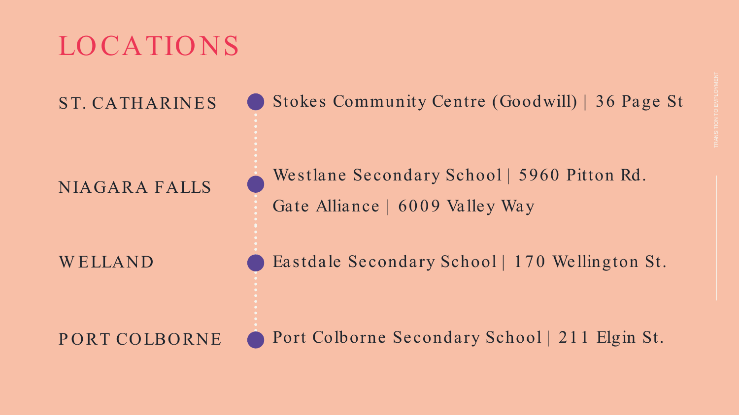# LOCATIONS

| | |
|---|---|
| ST. CATHARINES | Stokes Community Centre (Goodwill) \| 36 Page St |
| NIAGARA FALLS | Westlane Secondary School \| 5960 Pitton Rd.<br>Gate Alliance \| 6009 Valley Way |
| WELLAND | Eastdale Secondary School \| 170 Wellington St. |
| PORT COLBORNE | Port Colborne Secondary School \| 211 Elgin St. |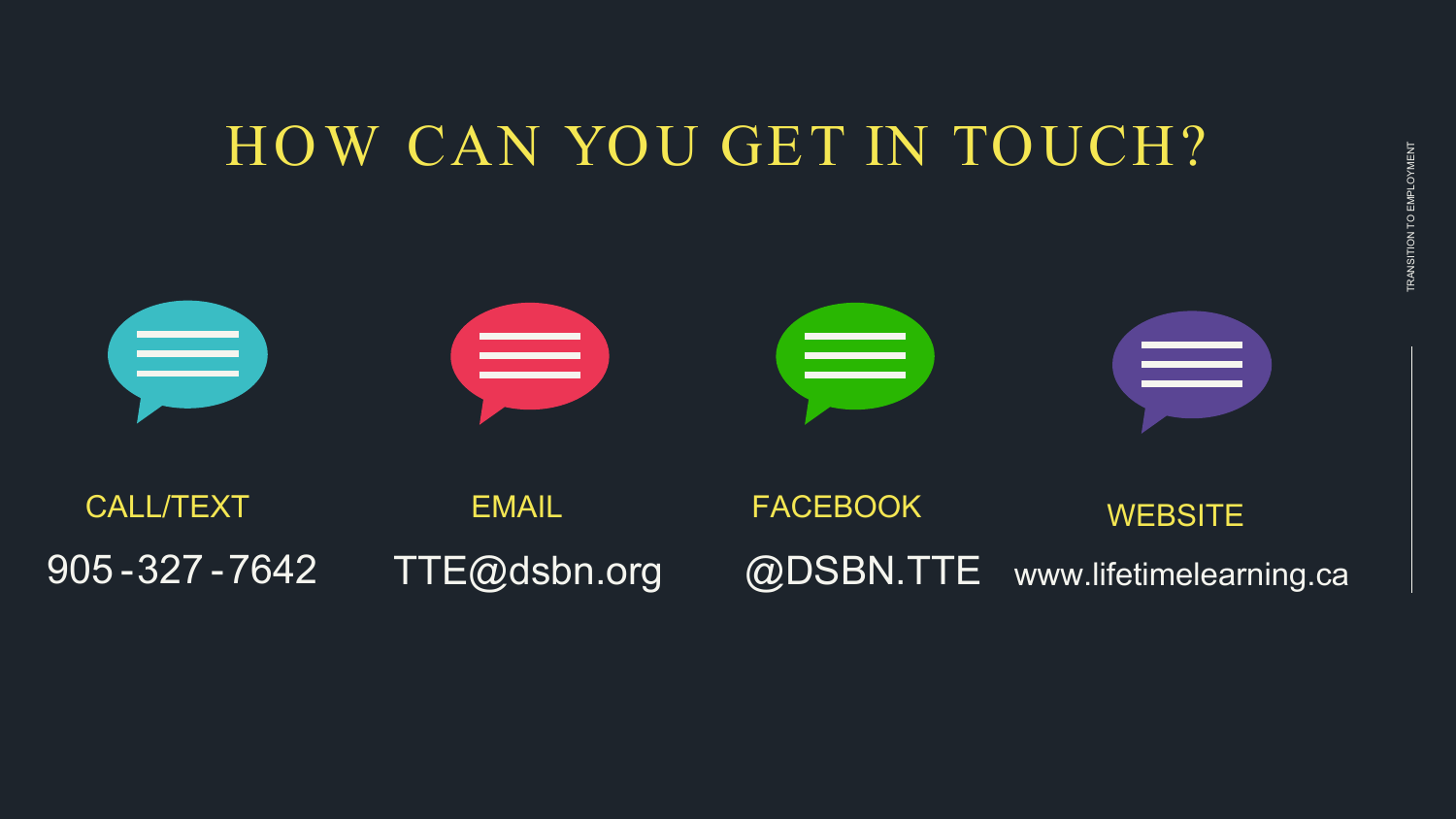# HOW CAN YOU GET IN TOUCH?

CALL/TEXT

905-327-7642

EMAIL

TTE@dsbn.org

FACEBOOK

@DSBN.TTE

WEBSITE

www.lifetimelearning.ca